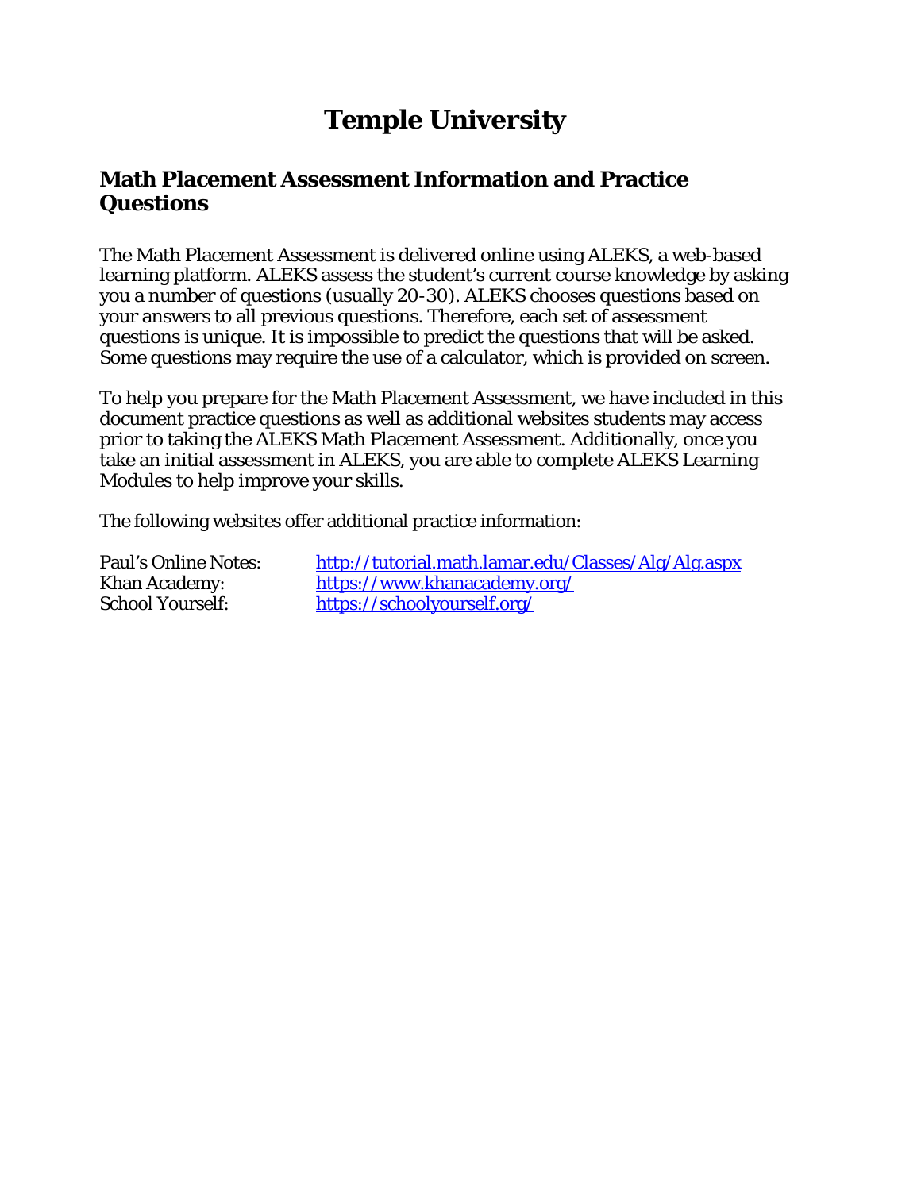# Temple University

## Math Placement Assessment Information and Practice Questions

The Math Placement Assessment is delivered online using ALEKS, a web-based learning platform. ALEKS assess the student's current course knowledge by asking you a number of questions (usually 20-30). ALEKS chooses questions based on your answers to all previous questions. Therefore, each set of assessment questions is unique. It is impossible to predict the questions that will be asked. Some questions may require the use of a calculator, which is provided on screen.

To help you prepare for the Math Placement Assessment, we have included in this document practice questions as well as additional websites students may access prior to taking the ALEKS Math Placement Assessment. Additionally, once you take an initial assessment in ALEKS, you are able to complete ALEKS Learning Modules to help improve your skills.

The following websites offer additional practice information:

Paul's Online Notes: http://tutorial.math.lamar.edu/Classes/Alg/Alg.aspx
Khan Academy: https://www.khanacademy.org/
School Yourself: https://schoolyourself.org/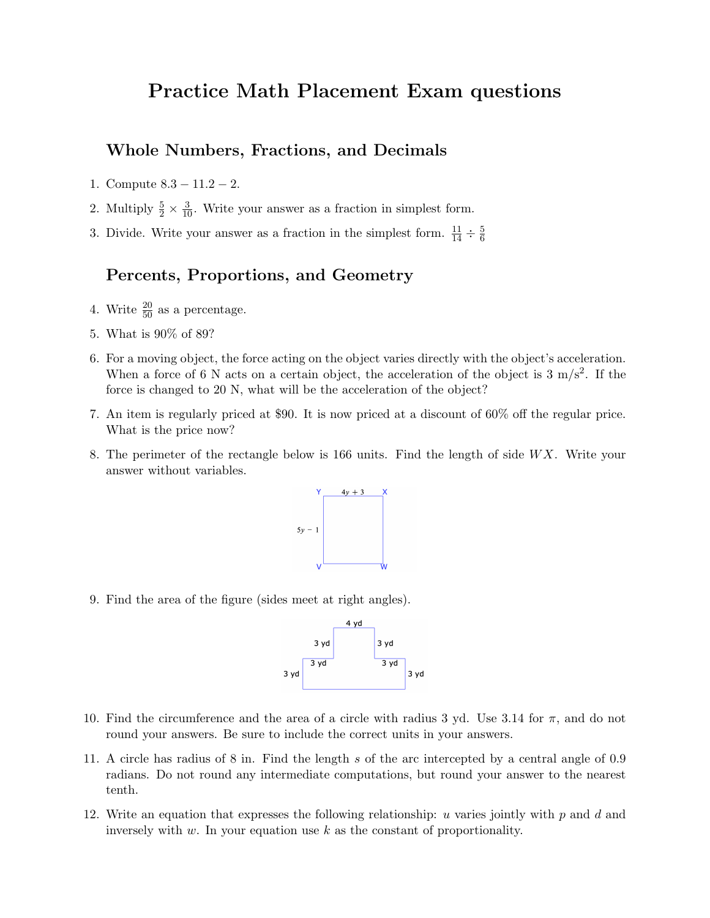# Practice Math Placement Exam questions

## Whole Numbers, Fractions, and Decimals

1. Compute $8.3 - 11.2 - 2$.
2. Multiply $\frac{5}{2} \times \frac{3}{10}$. Write your answer as a fraction in simplest form.
3. Divide. Write your answer as a fraction in the simplest form. $\frac{11}{14} \div \frac{5}{6}$

## Percents, Proportions, and Geometry

4. Write $\frac{20}{50}$ as a percentage.
5. What is 90% of 89?
6. For a moving object, the force acting on the object varies directly with the object's acceleration. When a force of 6 N acts on a certain object, the acceleration of the object is 3 m/s$^2$. If the force is changed to 20 N, what will be the acceleration of the object?
7. An item is regularly priced at \$90. It is now priced at a discount of 60% off the regular price. What is the price now?
8. The perimeter of the rectangle below is 166 units. Find the length of side $WX$. Write your answer without variables.

   Y $4y + 3$ X

   $5y - 1$

   V W

9. Find the area of the figure (sides meet at right angles).

   4 yd, 3 yd, 3 yd, 3 yd, 3 yd, 3 yd, 3 yd

10. Find the circumference and the area of a circle with radius 3 yd. Use 3.14 for $\pi$, and do not round your answers. Be sure to include the correct units in your answers.
11. A circle has radius of 8 in. Find the length $s$ of the arc intercepted by a central angle of 0.9 radians. Do not round any intermediate computations, but round your answer to the nearest tenth.
12. Write an equation that expresses the following relationship: $u$ varies jointly with $p$ and $d$ and inversely with $w$. In your equation use $k$ as the constant of proportionality.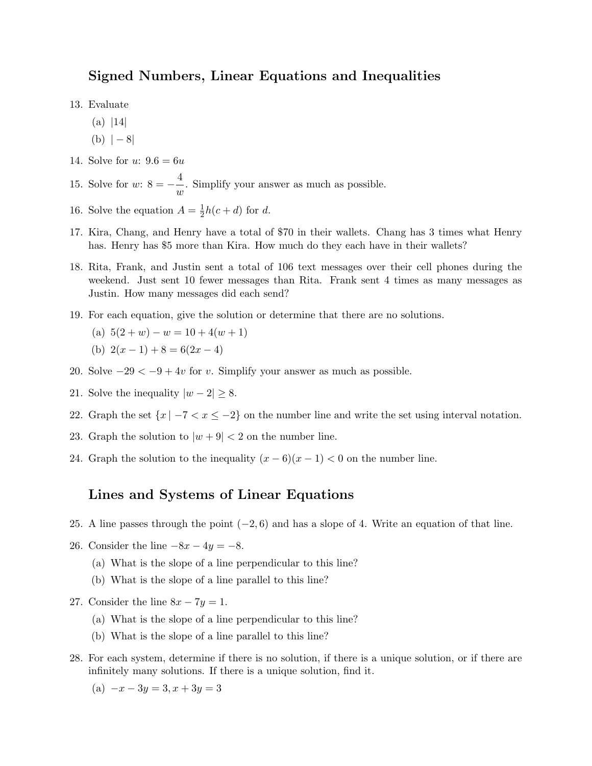## Signed Numbers, Linear Equations and Inequalities

13. Evaluate

    (a) $|14|$

    (b) $|-8|$

14. Solve for $u$: $9.6 = 6u$

15. Solve for $w$: $8 = -\dfrac{4}{w}$. Simplify your answer as much as possible.

16. Solve the equation $A = \frac{1}{2}h(c + d)$ for $d$.

17. Kira, Chang, and Henry have a total of $70 in their wallets. Chang has 3 times what Henry has. Henry has $5 more than Kira. How much do they each have in their wallets?

18. Rita, Frank, and Justin sent a total of 106 text messages over their cell phones during the weekend. Just sent 10 fewer messages than Rita. Frank sent 4 times as many messages as Justin. How many messages did each send?

19. For each equation, give the solution or determine that there are no solutions.

    (a) $5(2 + w) - w = 10 + 4(w + 1)$

    (b) $2(x - 1) + 8 = 6(2x - 4)$

20. Solve $-29 < -9 + 4v$ for $v$. Simplify your answer as much as possible.

21. Solve the inequality $|w - 2| \geq 8$.

22. Graph the set $\{x \mid -7 < x \leq -2\}$ on the number line and write the set using interval notation.

23. Graph the solution to $|w + 9| < 2$ on the number line.

24. Graph the solution to the inequality $(x - 6)(x - 1) < 0$ on the number line.

## Lines and Systems of Linear Equations

25. A line passes through the point $(-2, 6)$ and has a slope of 4. Write an equation of that line.

26. Consider the line $-8x - 4y = -8$.

    (a) What is the slope of a line perpendicular to this line?

    (b) What is the slope of a line parallel to this line?

27. Consider the line $8x - 7y = 1$.

    (a) What is the slope of a line perpendicular to this line?

    (b) What is the slope of a line parallel to this line?

28. For each system, determine if there is no solution, if there is a unique solution, or if there are infinitely many solutions. If there is a unique solution, find it.

    (a) $-x - 3y = 3, x + 3y = 3$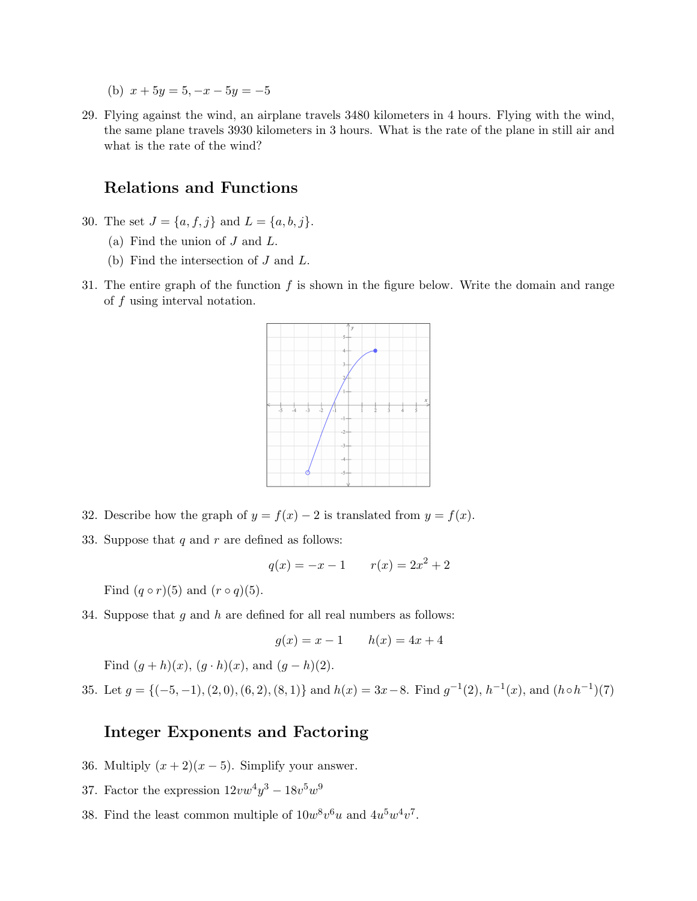(b) $x + 5y = 5, -x - 5y = -5$

29. Flying against the wind, an airplane travels 3480 kilometers in 4 hours. Flying with the wind, the same plane travels 3930 kilometers in 3 hours. What is the rate of the plane in still air and what is the rate of the wind?

## Relations and Functions

30. The set $J = \{a, f, j\}$ and $L = \{a, b, j\}$.
    (a) Find the union of $J$ and $L$.
    (b) Find the intersection of $J$ and $L$.

31. The entire graph of the function $f$ is shown in the figure below. Write the domain and range of $f$ using interval notation.

32. Describe how the graph of $y = f(x) - 2$ is translated from $y = f(x)$.

33. Suppose that $q$ and $r$ are defined as follows:

$$q(x) = -x - 1 \qquad r(x) = 2x^2 + 2$$

Find $(q \circ r)(5)$ and $(r \circ q)(5)$.

34. Suppose that $g$ and $h$ are defined for all real numbers as follows:

$$g(x) = x - 1 \qquad h(x) = 4x + 4$$

Find $(g + h)(x)$, $(g \cdot h)(x)$, and $(g - h)(2)$.

35. Let $g = \{(-5, -1), (2, 0), (6, 2), (8, 1)\}$ and $h(x) = 3x - 8$. Find $g^{-1}(2)$, $h^{-1}(x)$, and $(h \circ h^{-1})(7)$

## Integer Exponents and Factoring

36. Multiply $(x + 2)(x - 5)$. Simplify your answer.

37. Factor the expression $12vw^4y^3 - 18v^5w^9$

38. Find the least common multiple of $10w^8v^6u$ and $4u^5w^4v^7$.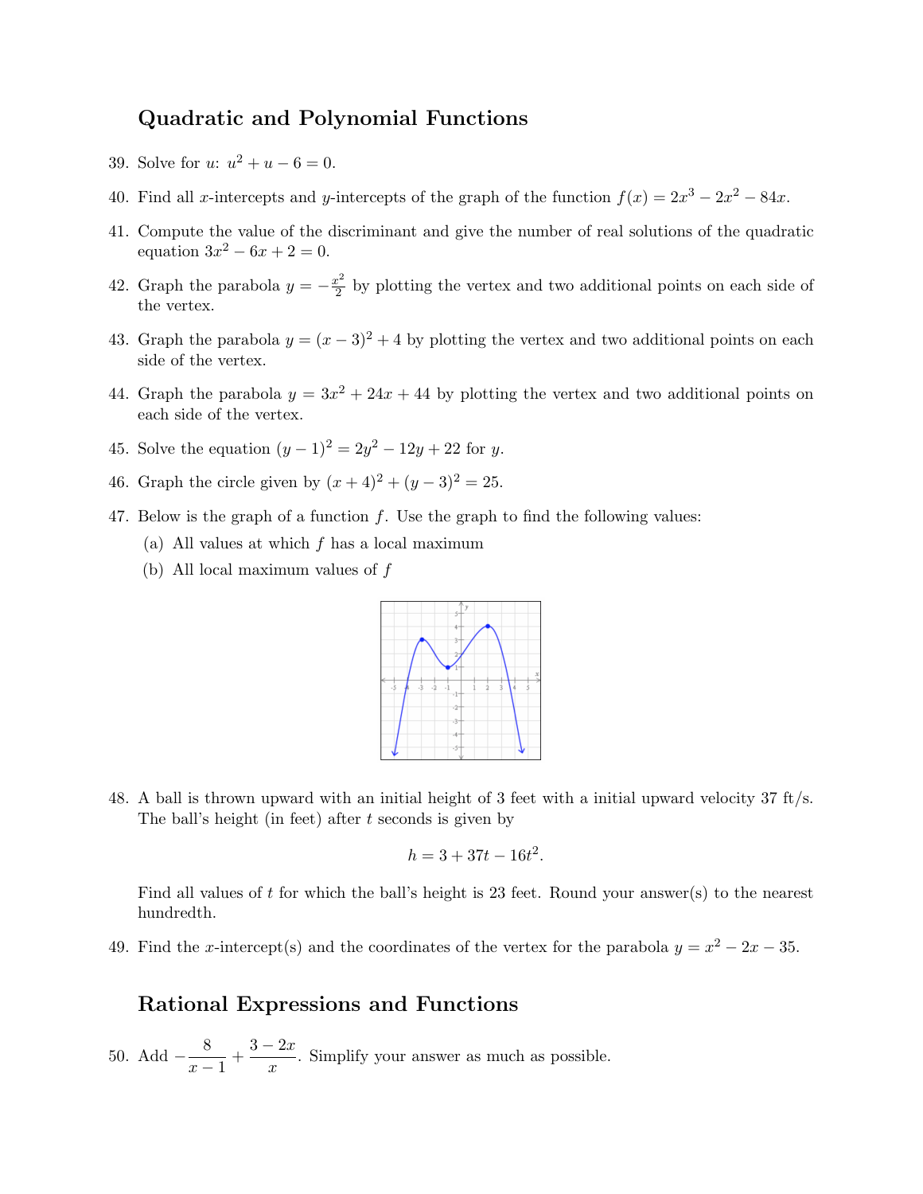## Quadratic and Polynomial Functions

39. Solve for $u$: $u^2 + u - 6 = 0$.

40. Find all $x$-intercepts and $y$-intercepts of the graph of the function $f(x) = 2x^3 - 2x^2 - 84x$.

41. Compute the value of the discriminant and give the number of real solutions of the quadratic equation $3x^2 - 6x + 2 = 0$.

42. Graph the parabola $y = -\frac{x^2}{2}$ by plotting the vertex and two additional points on each side of the vertex.

43. Graph the parabola $y = (x-3)^2 + 4$ by plotting the vertex and two additional points on each side of the vertex.

44. Graph the parabola $y = 3x^2 + 24x + 44$ by plotting the vertex and two additional points on each side of the vertex.

45. Solve the equation $(y-1)^2 = 2y^2 - 12y + 22$ for $y$.

46. Graph the circle given by $(x+4)^2 + (y-3)^2 = 25$.

47. Below is the graph of a function $f$. Use the graph to find the following values:
    (a) All values at which $f$ has a local maximum
    (b) All local maximum values of $f$

48. A ball is thrown upward with an initial height of 3 feet with a initial upward velocity 37 ft/s. The ball's height (in feet) after $t$ seconds is given by

$$h = 3 + 37t - 16t^2.$$

Find all values of $t$ for which the ball's height is 23 feet. Round your answer(s) to the nearest hundredth.

49. Find the $x$-intercept(s) and the coordinates of the vertex for the parabola $y = x^2 - 2x - 35$.

## Rational Expressions and Functions

50. Add $-\dfrac{8}{x-1} + \dfrac{3-2x}{x}$. Simplify your answer as much as possible.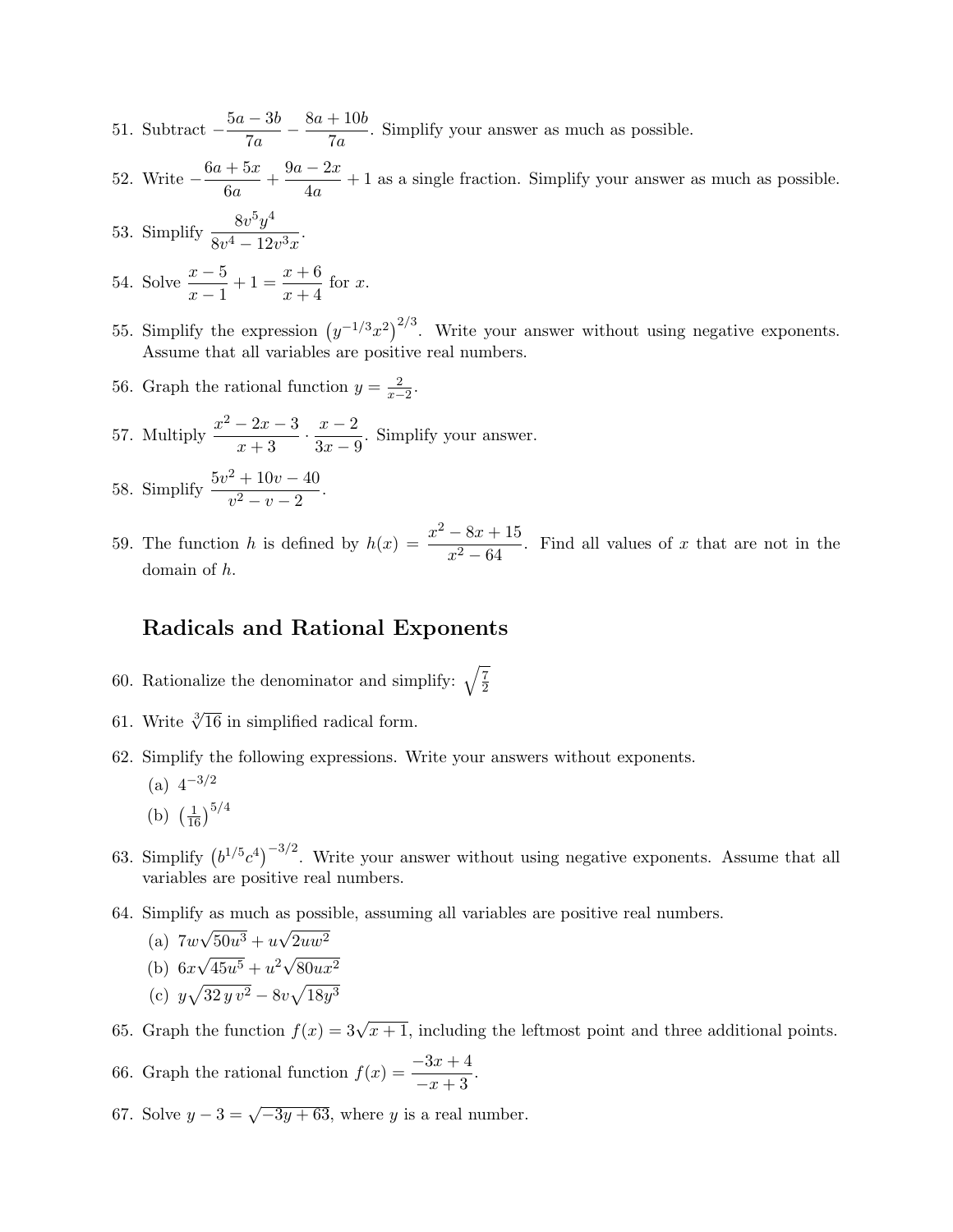51. Subtract $-\dfrac{5a-3b}{7a} - \dfrac{8a+10b}{7a}$. Simplify your answer as much as possible.

52. Write $-\dfrac{6a+5x}{6a} + \dfrac{9a-2x}{4a} + 1$ as a single fraction. Simplify your answer as much as possible.

53. Simplify $\dfrac{8v^5y^4}{8v^4 - 12v^3x}$.

54. Solve $\dfrac{x-5}{x-1} + 1 = \dfrac{x+6}{x+4}$ for $x$.

55. Simplify the expression $\left(y^{-1/3}x^2\right)^{2/3}$. Write your answer without using negative exponents. Assume that all variables are positive real numbers.

56. Graph the rational function $y = \frac{2}{x-2}$.

57. Multiply $\dfrac{x^2-2x-3}{x+3} \cdot \dfrac{x-2}{3x-9}$. Simplify your answer.

58. Simplify $\dfrac{5v^2+10v-40}{v^2-v-2}$.

59. The function $h$ is defined by $h(x) = \dfrac{x^2-8x+15}{x^2-64}$. Find all values of $x$ that are not in the domain of $h$.

## Radicals and Rational Exponents

60. Rationalize the denominator and simplify: $\sqrt{\frac{7}{2}}$

61. Write $\sqrt[3]{16}$ in simplified radical form.

62. Simplify the following expressions. Write your answers without exponents.
    (a) $4^{-3/2}$
    (b) $\left(\frac{1}{16}\right)^{5/4}$

63. Simplify $\left(b^{1/5}c^4\right)^{-3/2}$. Write your answer without using negative exponents. Assume that all variables are positive real numbers.

64. Simplify as much as possible, assuming all variables are positive real numbers.
    (a) $7w\sqrt{50u^3} + u\sqrt{2uw^2}$
    (b) $6x\sqrt{45u^5} + u^2\sqrt{80ux^2}$
    (c) $y\sqrt{32\,y\,v^2} - 8v\sqrt{18y^3}$

65. Graph the function $f(x) = 3\sqrt{x+1}$, including the leftmost point and three additional points.

66. Graph the rational function $f(x) = \dfrac{-3x+4}{-x+3}$.

67. Solve $y - 3 = \sqrt{-3y+63}$, where $y$ is a real number.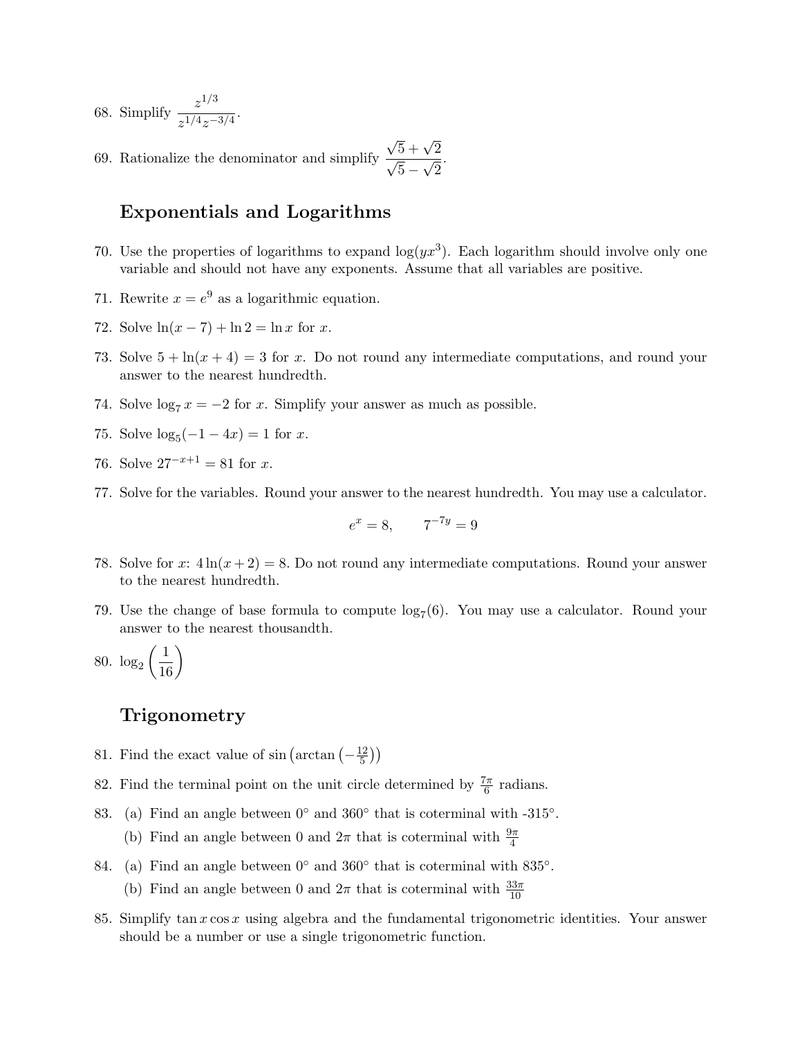68. Simplify $\dfrac{z^{1/3}}{z^{1/4}z^{-3/4}}$.

69. Rationalize the denominator and simplify $\dfrac{\sqrt{5}+\sqrt{2}}{\sqrt{5}-\sqrt{2}}$.

## Exponentials and Logarithms

70. Use the properties of logarithms to expand $\log(yx^3)$. Each logarithm should involve only one variable and should not have any exponents. Assume that all variables are positive.

71. Rewrite $x = e^9$ as a logarithmic equation.

72. Solve $\ln(x-7) + \ln 2 = \ln x$ for $x$.

73. Solve $5 + \ln(x+4) = 3$ for $x$. Do not round any intermediate computations, and round your answer to the nearest hundredth.

74. Solve $\log_7 x = -2$ for $x$. Simplify your answer as much as possible.

75. Solve $\log_5(-1-4x) = 1$ for $x$.

76. Solve $27^{-x+1} = 81$ for $x$.

77. Solve for the variables. Round your answer to the nearest hundredth. You may use a calculator.

$$e^x = 8, \qquad 7^{-7y} = 9$$

78. Solve for $x$: $4\ln(x+2) = 8$. Do not round any intermediate computations. Round your answer to the nearest hundredth.

79. Use the change of base formula to compute $\log_7(6)$. You may use a calculator. Round your answer to the nearest thousandth.

80. $\log_2\left(\dfrac{1}{16}\right)$

## Trigonometry

81. Find the exact value of $\sin\left(\arctan\left(-\frac{12}{5}\right)\right)$

82. Find the terminal point on the unit circle determined by $\frac{7\pi}{6}$ radians.

83. (a) Find an angle between $0°$ and $360°$ that is coterminal with -315°.
    (b) Find an angle between $0$ and $2\pi$ that is coterminal with $\frac{9\pi}{4}$

84. (a) Find an angle between $0°$ and $360°$ that is coterminal with 835°.
    (b) Find an angle between $0$ and $2\pi$ that is coterminal with $\frac{33\pi}{10}$

85. Simplify $\tan x \cos x$ using algebra and the fundamental trigonometric identities. Your answer should be a number or use a single trigonometric function.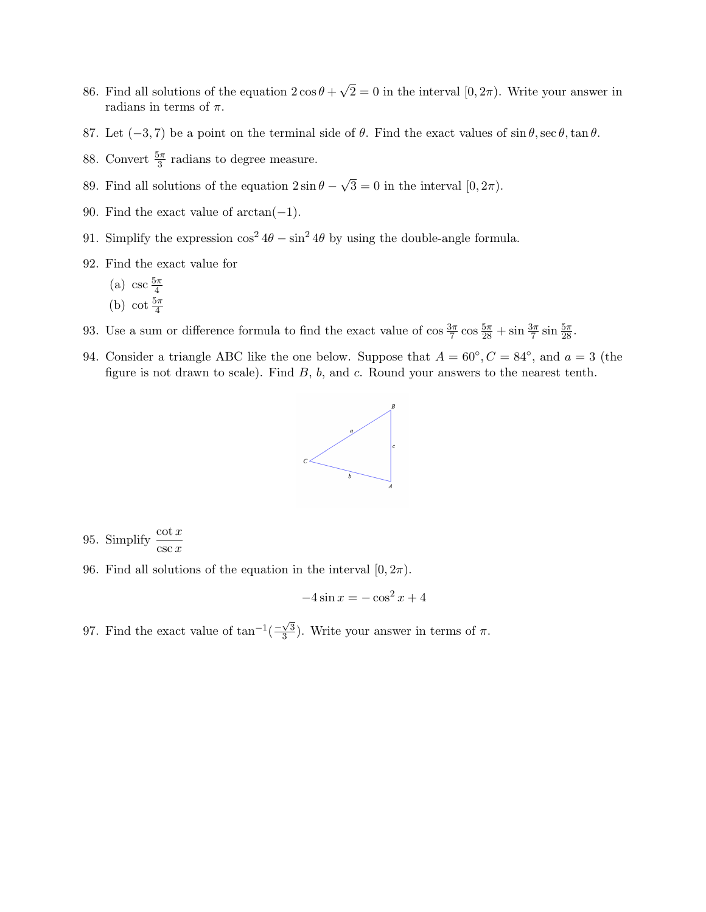86. Find all solutions of the equation $2\cos\theta + \sqrt{2} = 0$ in the interval $[0, 2\pi)$. Write your answer in radians in terms of $\pi$.

87. Let $(-3, 7)$ be a point on the terminal side of $\theta$. Find the exact values of $\sin\theta, \sec\theta, \tan\theta$.

88. Convert $\frac{5\pi}{3}$ radians to degree measure.

89. Find all solutions of the equation $2\sin\theta - \sqrt{3} = 0$ in the interval $[0, 2\pi)$.

90. Find the exact value of $\arctan(-1)$.

91. Simplify the expression $\cos^2 4\theta - \sin^2 4\theta$ by using the double-angle formula.

92. Find the exact value for

    (a) $\csc \frac{5\pi}{4}$

    (b) $\cot \frac{5\pi}{4}$

93. Use a sum or difference formula to find the exact value of $\cos\frac{3\pi}{7}\cos\frac{5\pi}{28} + \sin\frac{3\pi}{7}\sin\frac{5\pi}{28}$.

94. Consider a triangle ABC like the one below. Suppose that $A = 60°, C = 84°$, and $a = 3$ (the figure is not drawn to scale). Find $B$, $b$, and $c$. Round your answers to the nearest tenth.

95. Simplify $\dfrac{\cot x}{\csc x}$

96. Find all solutions of the equation in the interval $[0, 2\pi)$.

$$-4\sin x = -\cos^2 x + 4$$

97. Find the exact value of $\tan^{-1}(\frac{-\sqrt{3}}{3})$. Write your answer in terms of $\pi$.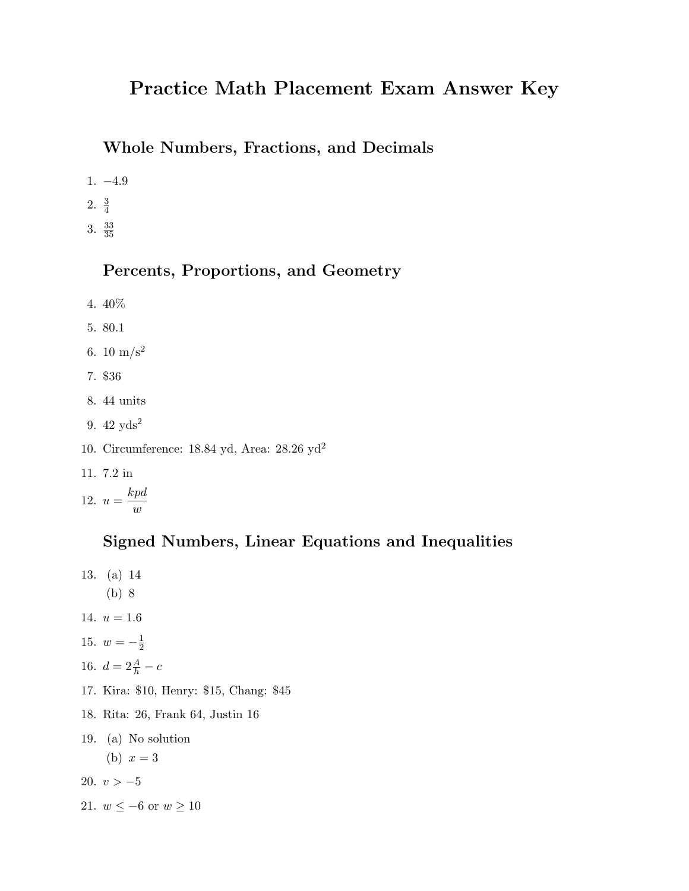# Practice Math Placement Exam Answer Key

## Whole Numbers, Fractions, and Decimals

1. $-4.9$
2. $\frac{3}{4}$
3. $\frac{33}{35}$

## Percents, Proportions, and Geometry

4. 40%
5. 80.1
6. 10 $\text{m/s}^2$
7. \$36
8. 44 units
9. 42 $\text{yds}^2$
10. Circumference: 18.84 yd, Area: 28.26 $\text{yd}^2$
11. 7.2 in
12. $u = \dfrac{kpd}{w}$

## Signed Numbers, Linear Equations and Inequalities

13. (a) 14
    (b) 8
14. $u = 1.6$
15. $w = -\frac{1}{2}$
16. $d = 2\frac{A}{h} - c$
17. Kira: \$10, Henry: \$15, Chang: \$45
18. Rita: 26, Frank 64, Justin 16
19. (a) No solution
    (b) $x = 3$
20. $v > -5$
21. $w \leq -6$ or $w \geq 10$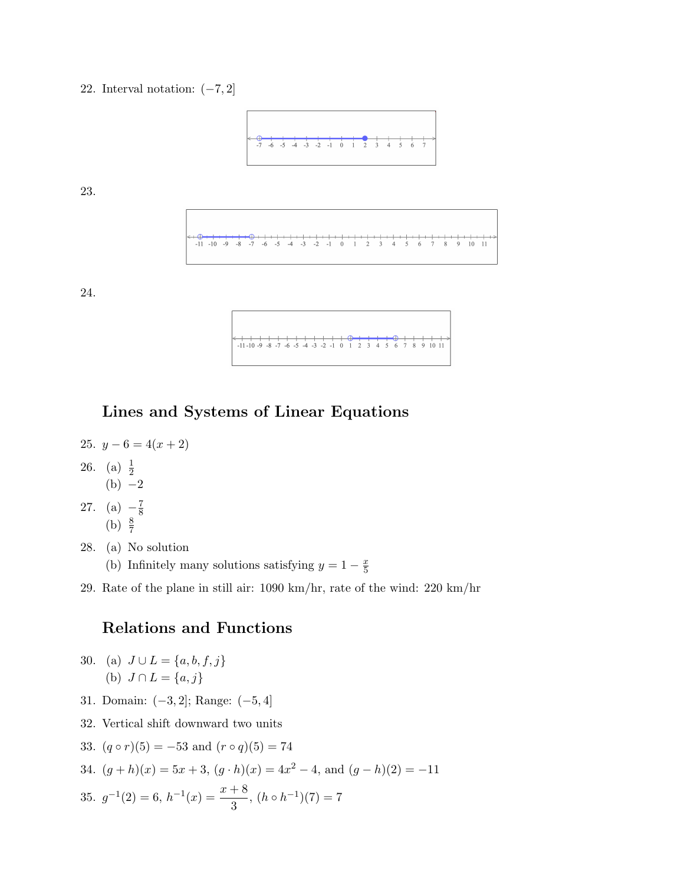22. Interval notation: $(-7, 2]$

23.

24.

## Lines and Systems of Linear Equations

25. $y - 6 = 4(x + 2)$

26. (a) $\frac{1}{2}$
    (b) $-2$

27. (a) $-\frac{7}{8}$
    (b) $\frac{8}{7}$

28. (a) No solution
    (b) Infinitely many solutions satisfying $y = 1 - \frac{x}{5}$

29. Rate of the plane in still air: 1090 km/hr, rate of the wind: 220 km/hr

## Relations and Functions

30. (a) $J \cup L = \{a, b, f, j\}$
    (b) $J \cap L = \{a, j\}$

31. Domain: $(-3, 2]$; Range: $(-5, 4]$

32. Vertical shift downward two units

33. $(q \circ r)(5) = -53$ and $(r \circ q)(5) = 74$

34. $(g + h)(x) = 5x + 3$, $(g \cdot h)(x) = 4x^2 - 4$, and $(g - h)(2) = -11$

35. $g^{-1}(2) = 6$, $h^{-1}(x) = \dfrac{x + 8}{3}$, $(h \circ h^{-1})(7) = 7$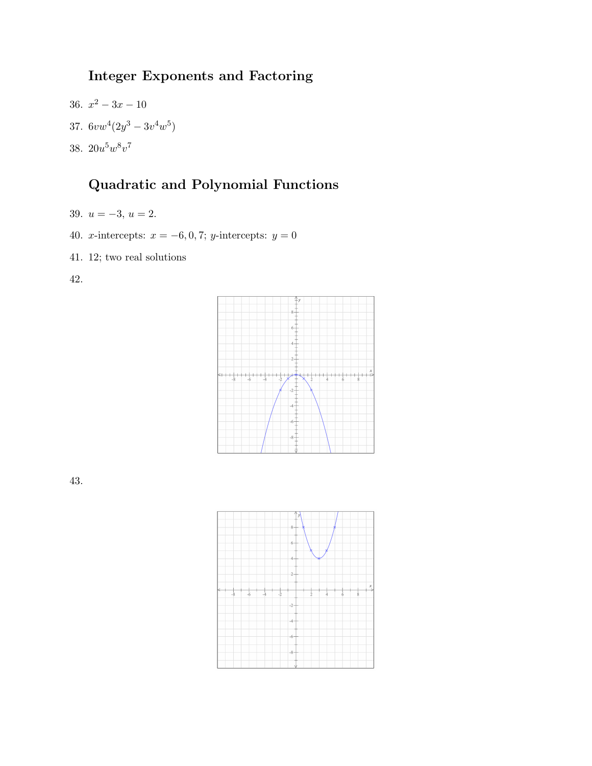## Integer Exponents and Factoring

36. $x^2 - 3x - 10$
37. $6vw^4(2y^3 - 3v^4w^5)$
38. $20u^5w^8v^7$

## Quadratic and Polynomial Functions

39. $u = -3$, $u = 2$.
40. $x$-intercepts: $x = -6, 0, 7$; $y$-intercepts: $y = 0$
41. 12; two real solutions
42.
43.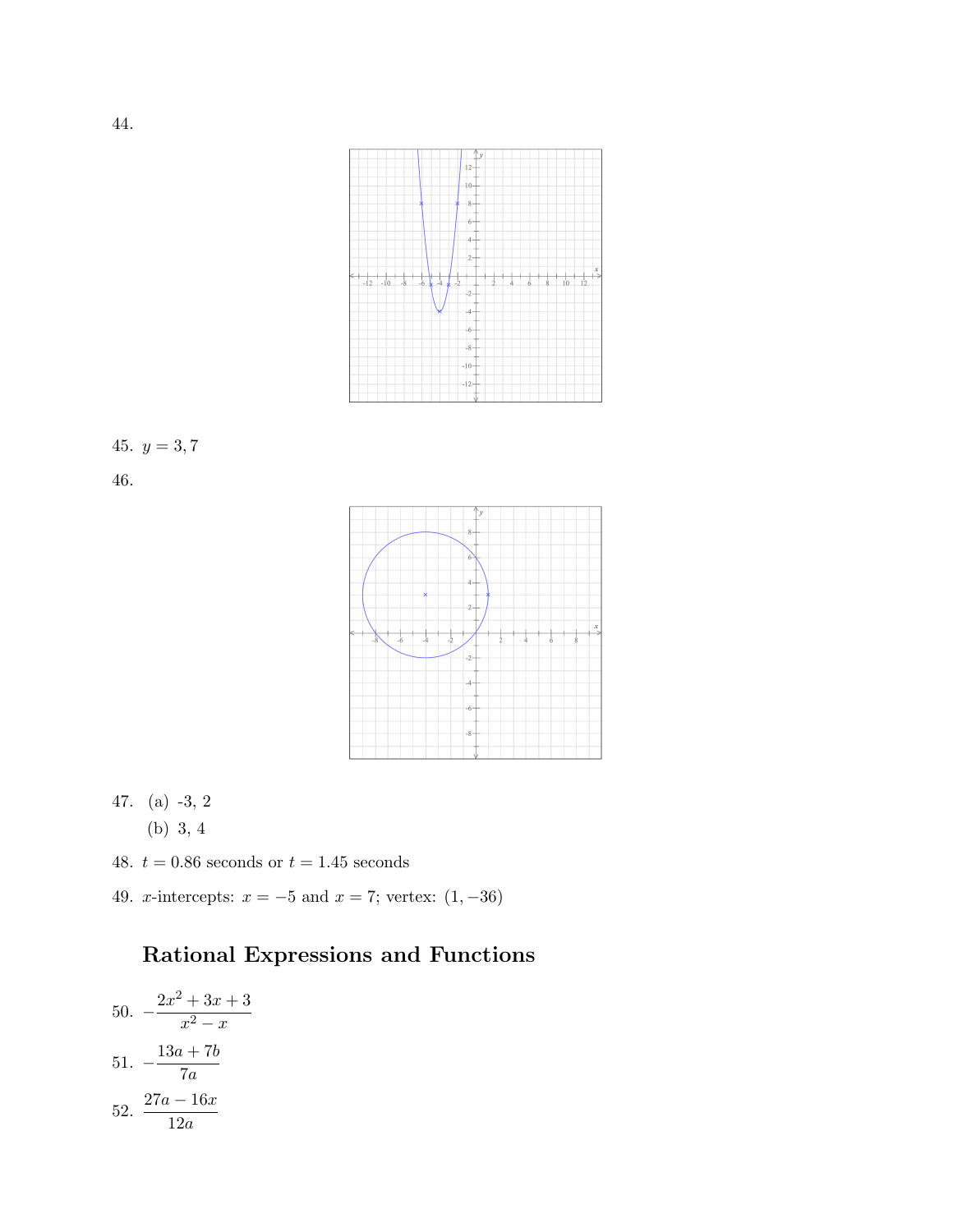44.

45. $y = 3, 7$

46.

47. (a) -3, 2

    (b) 3, 4

48. $t = 0.86$ seconds or $t = 1.45$ seconds

49. $x$-intercepts: $x = -5$ and $x = 7$; vertex: $(1, -36)$

## Rational Expressions and Functions

50. $-\dfrac{2x^2 + 3x + 3}{x^2 - x}$

51. $-\dfrac{13a + 7b}{7a}$

52. $\dfrac{27a - 16x}{12a}$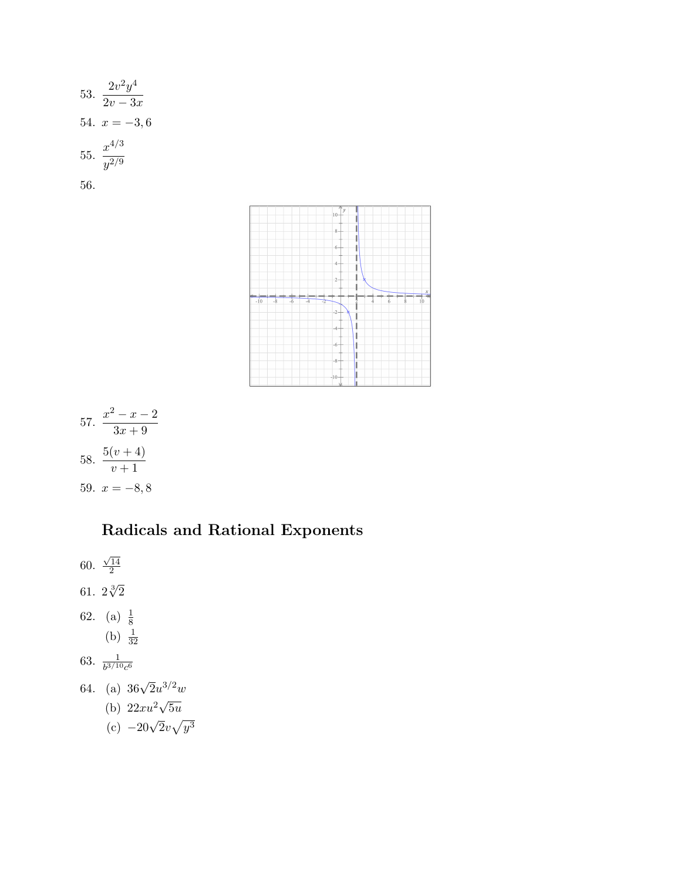53. $\dfrac{2v^2y^4}{2v-3x}$

54. $x = -3, 6$

55. $\dfrac{x^{4/3}}{y^{2/9}}$

56.

57. $\dfrac{x^2-x-2}{3x+9}$

58. $\dfrac{5(v+4)}{v+1}$

59. $x = -8, 8$

## Radicals and Rational Exponents

60. $\frac{\sqrt{14}}{2}$

61. $2\sqrt[3]{2}$

62. (a) $\frac{1}{8}$

    (b) $\frac{1}{32}$

63. $\frac{1}{b^{3/10}c^6}$

64. (a) $36\sqrt{2}u^{3/2}w$

    (b) $22xu^2\sqrt{5u}$

    (c) $-20\sqrt{2}v\sqrt{y^3}$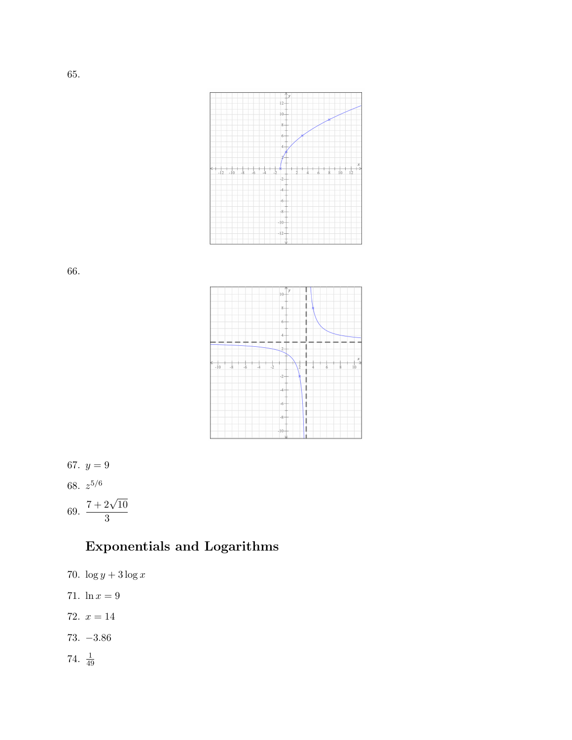65.

66.

67. $y = 9$

68. $z^{5/6}$

69. $\dfrac{7 + 2\sqrt{10}}{3}$

## Exponentials and Logarithms

70. $\log y + 3 \log x$

71. $\ln x = 9$

72. $x = 14$

73. $-3.86$

74. $\frac{1}{49}$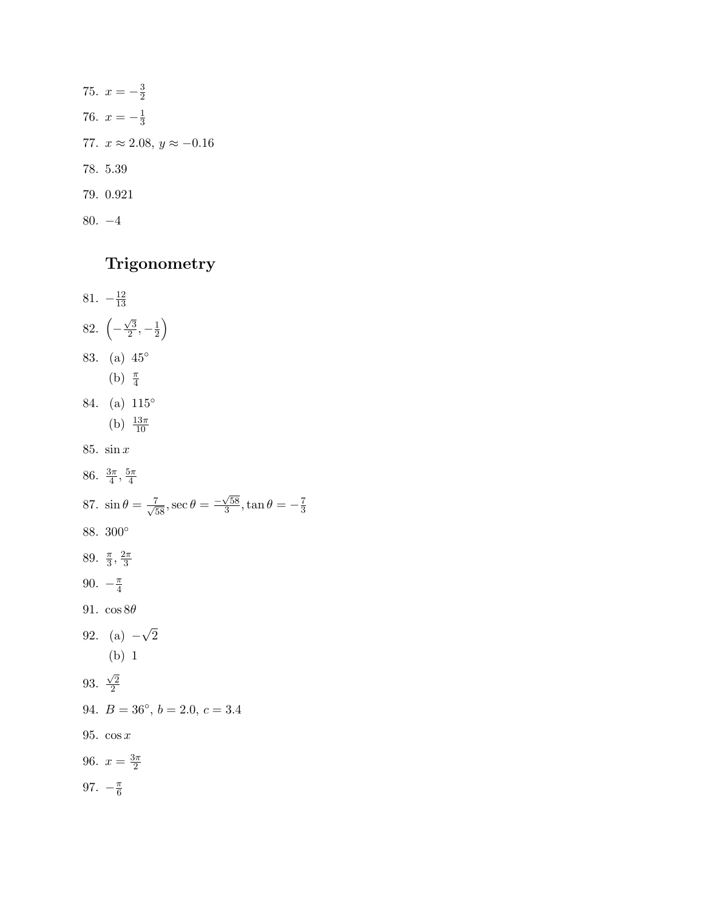75. $x = -\frac{3}{2}$

76. $x = -\frac{1}{3}$

77. $x \approx 2.08$, $y \approx -0.16$

78. 5.39

79. 0.921

80. $-4$

## Trigonometry

81. $-\frac{12}{13}$

82. $\left(-\frac{\sqrt{3}}{2}, -\frac{1}{2}\right)$

83. (a) $45°$
    (b) $\frac{\pi}{4}$

84. (a) $115°$
    (b) $\frac{13\pi}{10}$

85. $\sin x$

86. $\frac{3\pi}{4}, \frac{5\pi}{4}$

87. $\sin\theta = \frac{7}{\sqrt{58}}, \sec\theta = \frac{-\sqrt{58}}{3}, \tan\theta = -\frac{7}{3}$

88. $300°$

89. $\frac{\pi}{3}, \frac{2\pi}{3}$

90. $-\frac{\pi}{4}$

91. $\cos 8\theta$

92. (a) $-\sqrt{2}$
    (b) 1

93. $\frac{\sqrt{2}}{2}$

94. $B = 36°$, $b = 2.0$, $c = 3.4$

95. $\cos x$

96. $x = \frac{3\pi}{2}$

97. $-\frac{\pi}{6}$